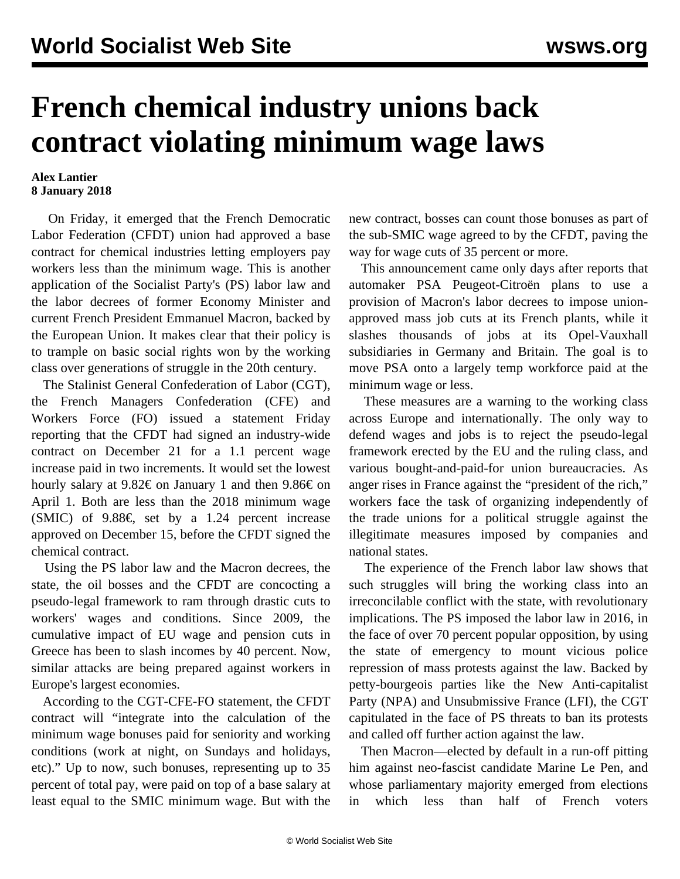# French chemical industry unions back contract violating minimum wage laws

**Alex Lantier**
**8 January 2018**

On Friday, it emerged that the French Democratic Labor Federation (CFDT) union had approved a base contract for chemical industries letting employers pay workers less than the minimum wage. This is another application of the Socialist Party's (PS) labor law and the labor decrees of former Economy Minister and current French President Emmanuel Macron, backed by the European Union. It makes clear that their policy is to trample on basic social rights won by the working class over generations of struggle in the 20th century.

The Stalinist General Confederation of Labor (CGT), the French Managers Confederation (CFE) and Workers Force (FO) issued a statement Friday reporting that the CFDT had signed an industry-wide contract on December 21 for a 1.1 percent wage increase paid in two increments. It would set the lowest hourly salary at 9.82€ on January 1 and then 9.86€ on April 1. Both are less than the 2018 minimum wage (SMIC) of 9.88€, set by a 1.24 percent increase approved on December 15, before the CFDT signed the chemical contract.

Using the PS labor law and the Macron decrees, the state, the oil bosses and the CFDT are concocting a pseudo-legal framework to ram through drastic cuts to workers' wages and conditions. Since 2009, the cumulative impact of EU wage and pension cuts in Greece has been to slash incomes by 40 percent. Now, similar attacks are being prepared against workers in Europe's largest economies.

According to the CGT-CFE-FO statement, the CFDT contract will "integrate into the calculation of the minimum wage bonuses paid for seniority and working conditions (work at night, on Sundays and holidays, etc)." Up to now, such bonuses, representing up to 35 percent of total pay, were paid on top of a base salary at least equal to the SMIC minimum wage. But with the new contract, bosses can count those bonuses as part of the sub-SMIC wage agreed to by the CFDT, paving the way for wage cuts of 35 percent or more.

This announcement came only days after reports that automaker PSA Peugeot-Citroën plans to use a provision of Macron's labor decrees to impose union-approved mass job cuts at its French plants, while it slashes thousands of jobs at its Opel-Vauxhall subsidiaries in Germany and Britain. The goal is to move PSA onto a largely temp workforce paid at the minimum wage or less.

These measures are a warning to the working class across Europe and internationally. The only way to defend wages and jobs is to reject the pseudo-legal framework erected by the EU and the ruling class, and various bought-and-paid-for union bureaucracies. As anger rises in France against the "president of the rich," workers face the task of organizing independently of the trade unions for a political struggle against the illegitimate measures imposed by companies and national states.

The experience of the French labor law shows that such struggles will bring the working class into an irreconcilable conflict with the state, with revolutionary implications. The PS imposed the labor law in 2016, in the face of over 70 percent popular opposition, by using the state of emergency to mount vicious police repression of mass protests against the law. Backed by petty-bourgeois parties like the New Anti-capitalist Party (NPA) and Unsubmissive France (LFI), the CGT capitulated in the face of PS threats to ban its protests and called off further action against the law.

Then Macron—elected by default in a run-off pitting him against neo-fascist candidate Marine Le Pen, and whose parliamentary majority emerged from elections in which less than half of French voters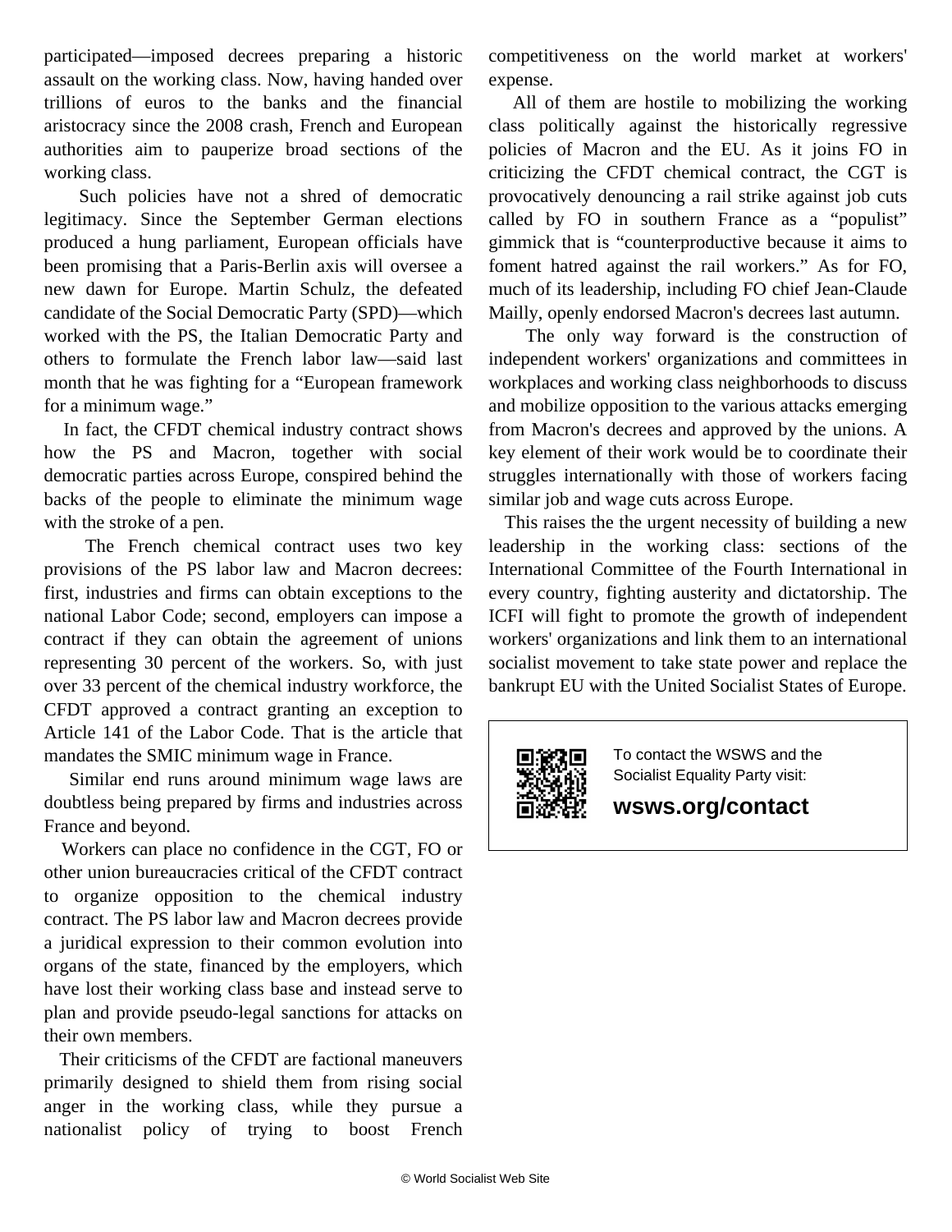participated—imposed decrees preparing a historic assault on the working class. Now, having handed over trillions of euros to the banks and the financial aristocracy since the 2008 crash, French and European authorities aim to pauperize broad sections of the working class.

Such policies have not a shred of democratic legitimacy. Since the September German elections produced a hung parliament, European officials have been promising that a Paris-Berlin axis will oversee a new dawn for Europe. Martin Schulz, the defeated candidate of the Social Democratic Party (SPD)—which worked with the PS, the Italian Democratic Party and others to formulate the French labor law—said last month that he was fighting for a "European framework for a minimum wage."

In fact, the CFDT chemical industry contract shows how the PS and Macron, together with social democratic parties across Europe, conspired behind the backs of the people to eliminate the minimum wage with the stroke of a pen.

The French chemical contract uses two key provisions of the PS labor law and Macron decrees: first, industries and firms can obtain exceptions to the national Labor Code; second, employers can impose a contract if they can obtain the agreement of unions representing 30 percent of the workers. So, with just over 33 percent of the chemical industry workforce, the CFDT approved a contract granting an exception to Article 141 of the Labor Code. That is the article that mandates the SMIC minimum wage in France.

Similar end runs around minimum wage laws are doubtless being prepared by firms and industries across France and beyond.

Workers can place no confidence in the CGT, FO or other union bureaucracies critical of the CFDT contract to organize opposition to the chemical industry contract. The PS labor law and Macron decrees provide a juridical expression to their common evolution into organs of the state, financed by the employers, which have lost their working class base and instead serve to plan and provide pseudo-legal sanctions for attacks on their own members.

Their criticisms of the CFDT are factional maneuvers primarily designed to shield them from rising social anger in the working class, while they pursue a nationalist policy of trying to boost French competitiveness on the world market at workers' expense.

All of them are hostile to mobilizing the working class politically against the historically regressive policies of Macron and the EU. As it joins FO in criticizing the CFDT chemical contract, the CGT is provocatively denouncing a rail strike against job cuts called by FO in southern France as a "populist" gimmick that is "counterproductive because it aims to foment hatred against the rail workers." As for FO, much of its leadership, including FO chief Jean-Claude Mailly, openly endorsed Macron's decrees last autumn.

The only way forward is the construction of independent workers' organizations and committees in workplaces and working class neighborhoods to discuss and mobilize opposition to the various attacks emerging from Macron's decrees and approved by the unions. A key element of their work would be to coordinate their struggles internationally with those of workers facing similar job and wage cuts across Europe.

This raises the the urgent necessity of building a new leadership in the working class: sections of the International Committee of the Fourth International in every country, fighting austerity and dictatorship. The ICFI will fight to promote the growth of independent workers' organizations and link them to an international socialist movement to take state power and replace the bankrupt EU with the United Socialist States of Europe.

To contact the WSWS and the Socialist Equality Party visit:

**wsws.org/contact**